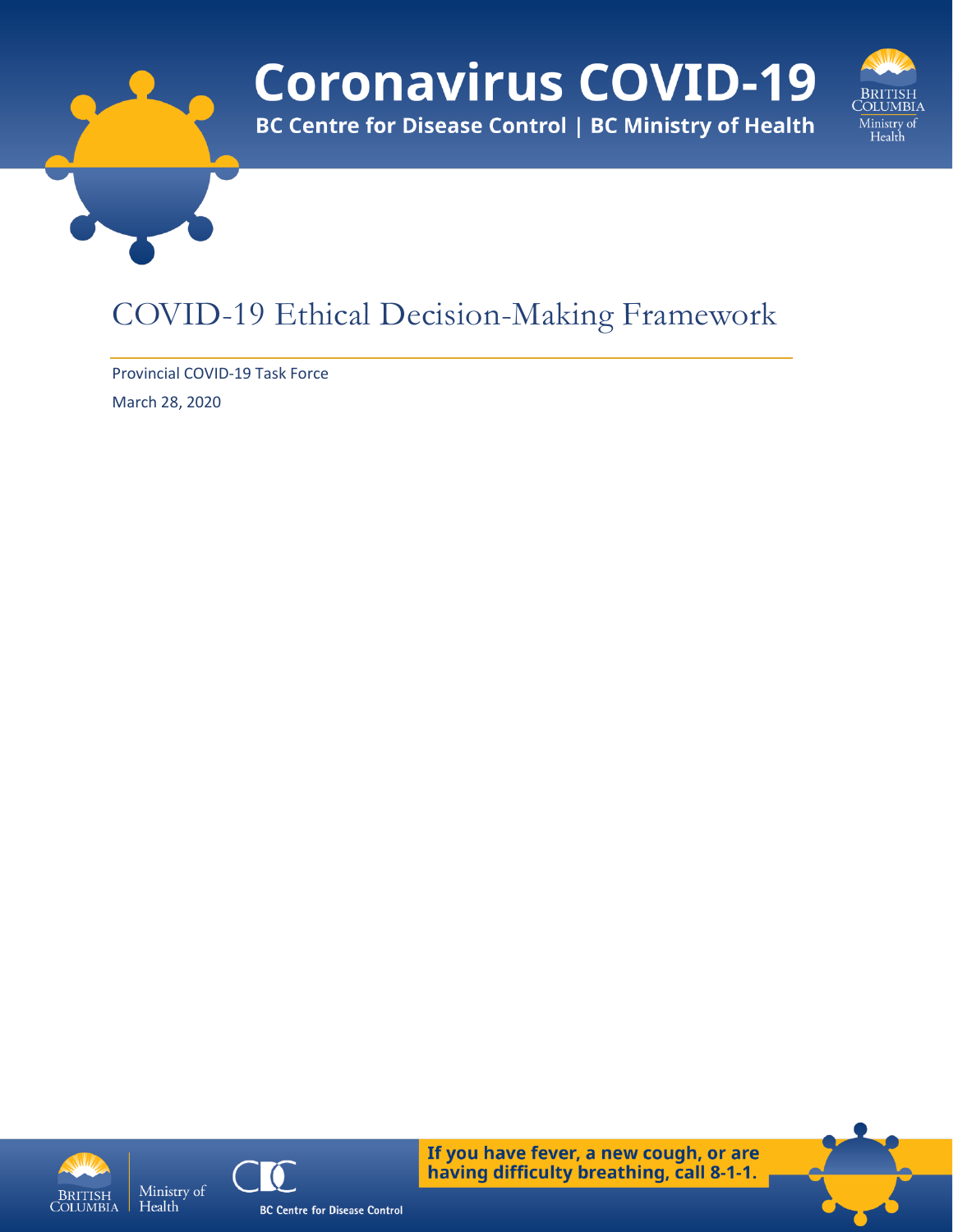# Coronavirus COVID-19

**BC Centre for Disease Control | BC Ministry of Health**

## COVID-19 Ethical Decision-Making Framework

Provincial COVID-19 Task Force

March 28, 2020

**If you have fever, a new cough, or are having difficulty breathing, call 8-1-1.**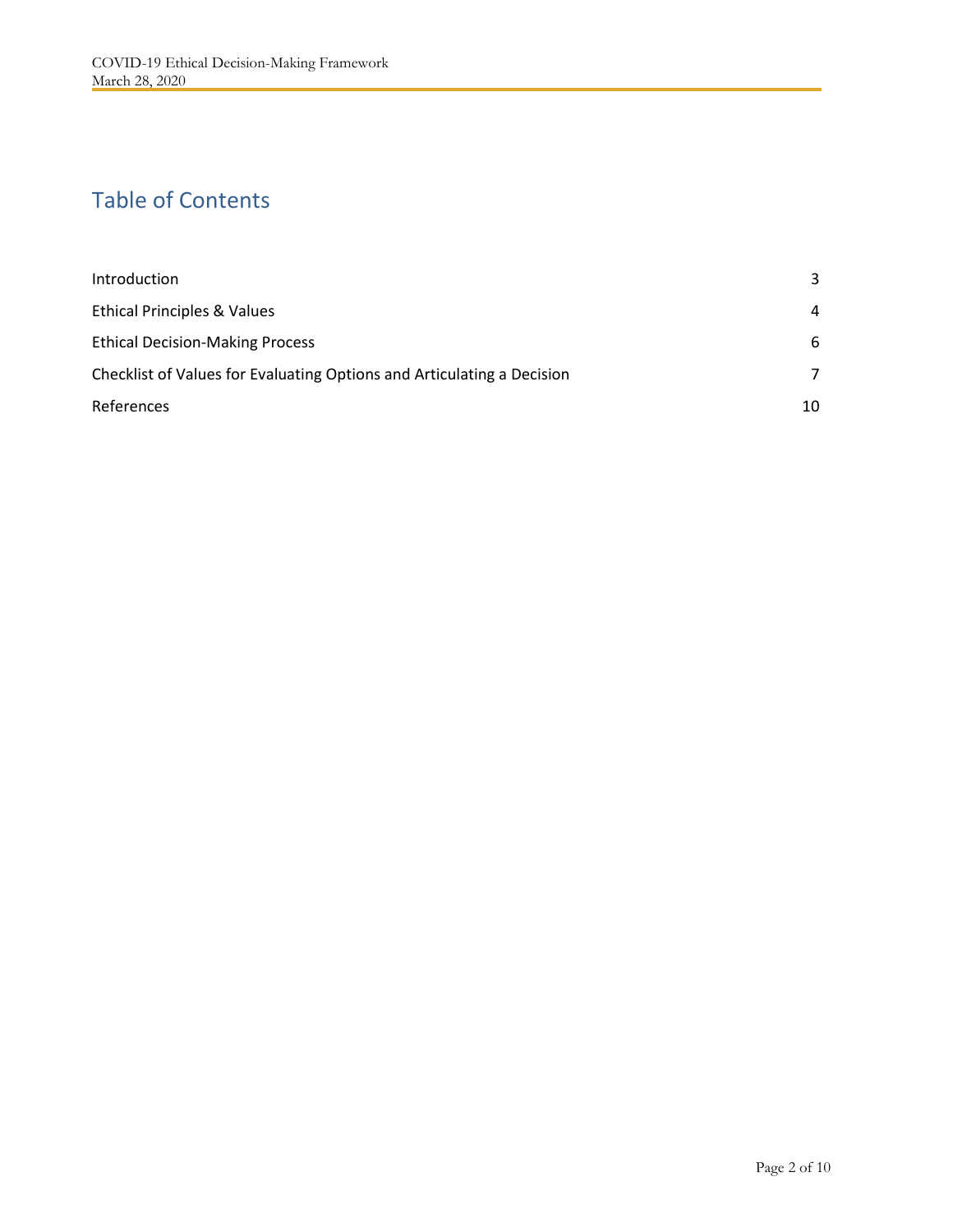# Table of Contents

| | |
|---|---|
| Introduction | 3 |
| Ethical Principles & Values | 4 |
| Ethical Decision-Making Process | 6 |
| Checklist of Values for Evaluating Options and Articulating a Decision | 7 |
| References | 10 |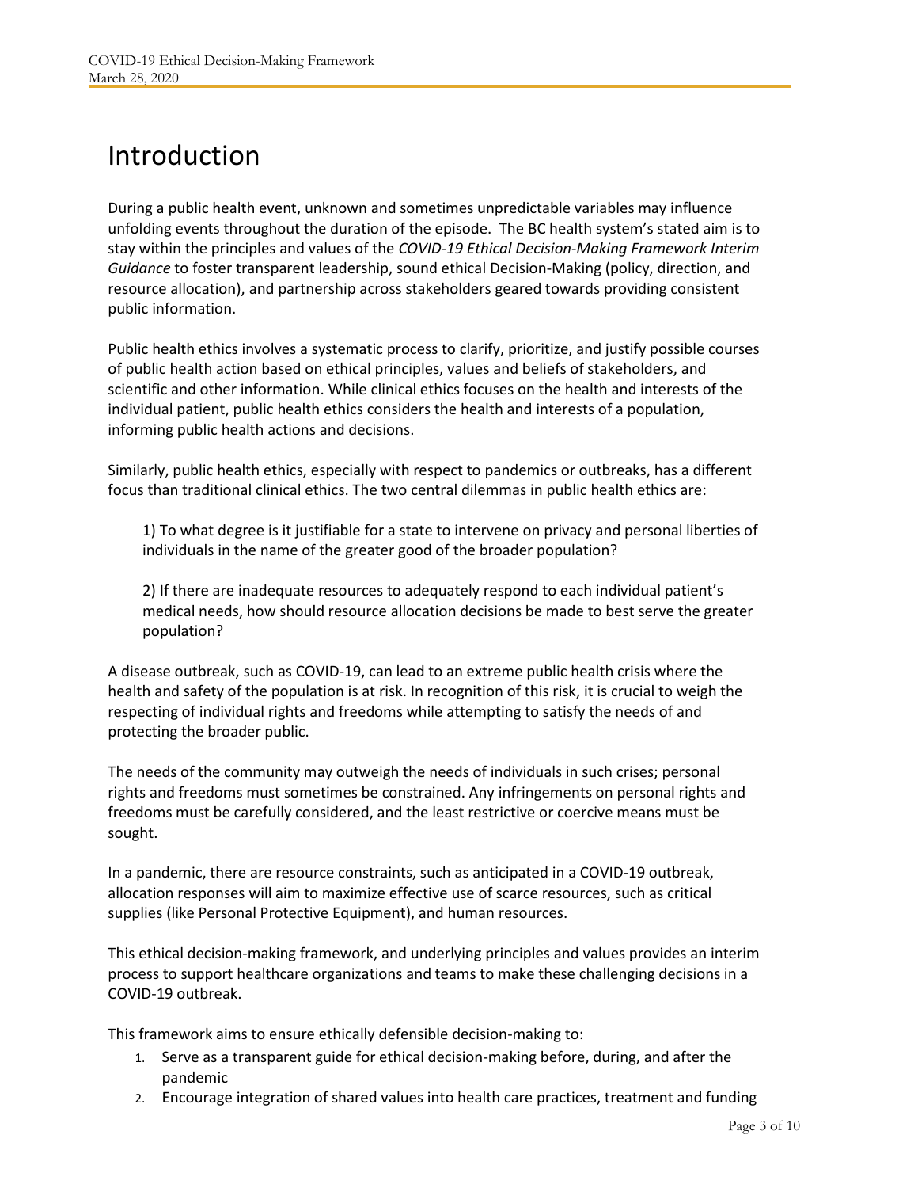# Introduction

During a public health event, unknown and sometimes unpredictable variables may influence unfolding events throughout the duration of the episode.  The BC health system's stated aim is to stay within the principles and values of the *COVID-19 Ethical Decision-Making Framework Interim Guidance* to foster transparent leadership, sound ethical Decision-Making (policy, direction, and resource allocation), and partnership across stakeholders geared towards providing consistent public information.

Public health ethics involves a systematic process to clarify, prioritize, and justify possible courses of public health action based on ethical principles, values and beliefs of stakeholders, and scientific and other information. While clinical ethics focuses on the health and interests of the individual patient, public health ethics considers the health and interests of a population, informing public health actions and decisions.

Similarly, public health ethics, especially with respect to pandemics or outbreaks, has a different focus than traditional clinical ethics. The two central dilemmas in public health ethics are:

> 1) To what degree is it justifiable for a state to intervene on privacy and personal liberties of individuals in the name of the greater good of the broader population?
>
> 2) If there are inadequate resources to adequately respond to each individual patient's medical needs, how should resource allocation decisions be made to best serve the greater population?

A disease outbreak, such as COVID-19, can lead to an extreme public health crisis where the health and safety of the population is at risk. In recognition of this risk, it is crucial to weigh the respecting of individual rights and freedoms while attempting to satisfy the needs of and protecting the broader public.

The needs of the community may outweigh the needs of individuals in such crises; personal rights and freedoms must sometimes be constrained. Any infringements on personal rights and freedoms must be carefully considered, and the least restrictive or coercive means must be sought.

In a pandemic, there are resource constraints, such as anticipated in a COVID-19 outbreak, allocation responses will aim to maximize effective use of scarce resources, such as critical supplies (like Personal Protective Equipment), and human resources.

This ethical decision-making framework, and underlying principles and values provides an interim process to support healthcare organizations and teams to make these challenging decisions in a COVID-19 outbreak.

This framework aims to ensure ethically defensible decision-making to:

1. Serve as a transparent guide for ethical decision-making before, during, and after the pandemic
2. Encourage integration of shared values into health care practices, treatment and funding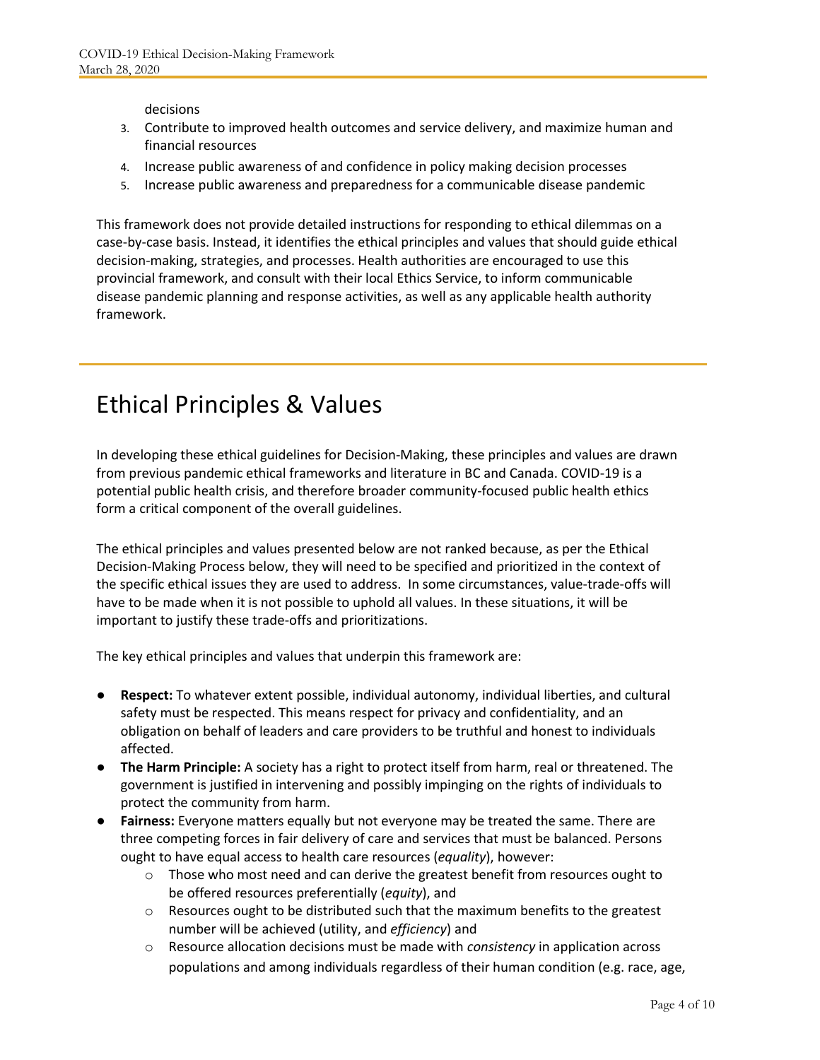decisions

3. Contribute to improved health outcomes and service delivery, and maximize human and financial resources
4. Increase public awareness of and confidence in policy making decision processes
5. Increase public awareness and preparedness for a communicable disease pandemic

This framework does not provide detailed instructions for responding to ethical dilemmas on a case-by-case basis. Instead, it identifies the ethical principles and values that should guide ethical decision-making, strategies, and processes. Health authorities are encouraged to use this provincial framework, and consult with their local Ethics Service, to inform communicable disease pandemic planning and response activities, as well as any applicable health authority framework.

# Ethical Principles & Values

In developing these ethical guidelines for Decision-Making, these principles and values are drawn from previous pandemic ethical frameworks and literature in BC and Canada. COVID-19 is a potential public health crisis, and therefore broader community-focused public health ethics form a critical component of the overall guidelines.

The ethical principles and values presented below are not ranked because, as per the Ethical Decision-Making Process below, they will need to be specified and prioritized in the context of the specific ethical issues they are used to address. In some circumstances, value-trade-offs will have to be made when it is not possible to uphold all values. In these situations, it will be important to justify these trade-offs and prioritizations.

The key ethical principles and values that underpin this framework are:

- **Respect:** To whatever extent possible, individual autonomy, individual liberties, and cultural safety must be respected. This means respect for privacy and confidentiality, and an obligation on behalf of leaders and care providers to be truthful and honest to individuals affected.
- **The Harm Principle:** A society has a right to protect itself from harm, real or threatened. The government is justified in intervening and possibly impinging on the rights of individuals to protect the community from harm.
- **Fairness:** Everyone matters equally but not everyone may be treated the same. There are three competing forces in fair delivery of care and services that must be balanced. Persons ought to have equal access to health care resources (*equality*), however:
  - Those who most need and can derive the greatest benefit from resources ought to be offered resources preferentially (*equity*), and
  - Resources ought to be distributed such that the maximum benefits to the greatest number will be achieved (utility, and *efficiency*) and
  - Resource allocation decisions must be made with *consistency* in application across populations and among individuals regardless of their human condition (e.g. race, age,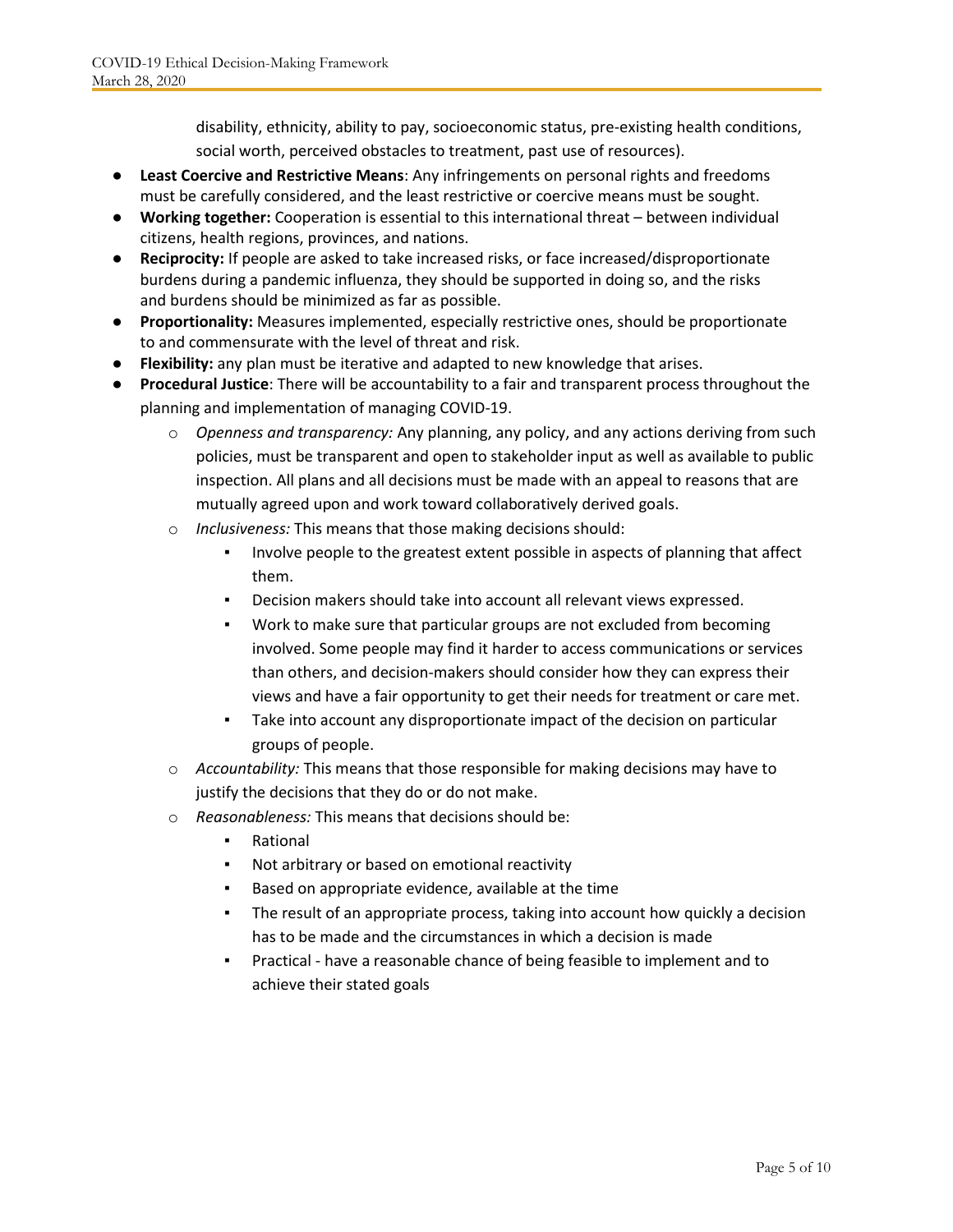disability, ethnicity, ability to pay, socioeconomic status, pre-existing health conditions, social worth, perceived obstacles to treatment, past use of resources).

- **Least Coercive and Restrictive Means**: Any infringements on personal rights and freedoms must be carefully considered, and the least restrictive or coercive means must be sought.
- **Working together:** Cooperation is essential to this international threat – between individual citizens, health regions, provinces, and nations.
- **Reciprocity:** If people are asked to take increased risks, or face increased/disproportionate burdens during a pandemic influenza, they should be supported in doing so, and the risks and burdens should be minimized as far as possible.
- **Proportionality:** Measures implemented, especially restrictive ones, should be proportionate to and commensurate with the level of threat and risk.
- **Flexibility:** any plan must be iterative and adapted to new knowledge that arises.
- **Procedural Justice**: There will be accountability to a fair and transparent process throughout the planning and implementation of managing COVID-19.
    - *Openness and transparency:* Any planning, any policy, and any actions deriving from such policies, must be transparent and open to stakeholder input as well as available to public inspection. All plans and all decisions must be made with an appeal to reasons that are mutually agreed upon and work toward collaboratively derived goals.
    - *Inclusiveness:* This means that those making decisions should:
        - Involve people to the greatest extent possible in aspects of planning that affect them.
        - Decision makers should take into account all relevant views expressed.
        - Work to make sure that particular groups are not excluded from becoming involved. Some people may find it harder to access communications or services than others, and decision-makers should consider how they can express their views and have a fair opportunity to get their needs for treatment or care met.
        - Take into account any disproportionate impact of the decision on particular groups of people.
    - *Accountability:* This means that those responsible for making decisions may have to justify the decisions that they do or do not make.
    - *Reasonableness:* This means that decisions should be:
        - Rational
        - Not arbitrary or based on emotional reactivity
        - Based on appropriate evidence, available at the time
        - The result of an appropriate process, taking into account how quickly a decision has to be made and the circumstances in which a decision is made
        - Practical - have a reasonable chance of being feasible to implement and to achieve their stated goals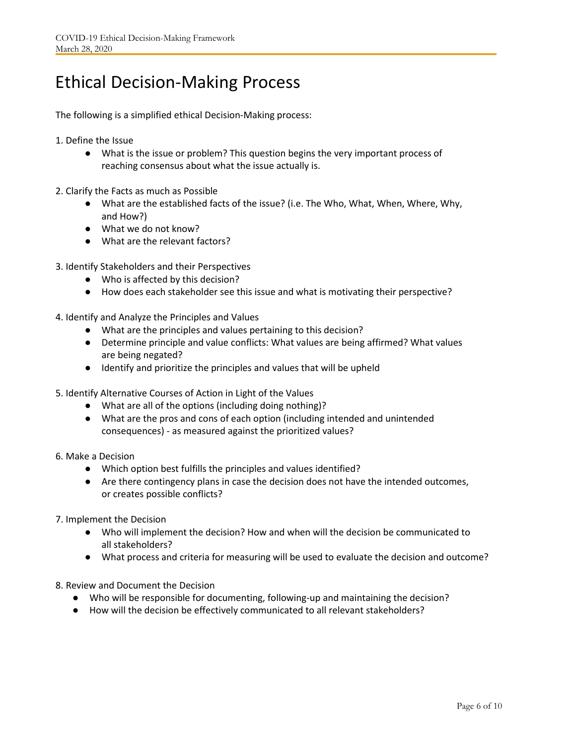# Ethical Decision-Making Process

The following is a simplified ethical Decision-Making process:

1. Define the Issue
    - What is the issue or problem? This question begins the very important process of reaching consensus about what the issue actually is.

2. Clarify the Facts as much as Possible
    - What are the established facts of the issue? (i.e. The Who, What, When, Where, Why, and How?)
    - What we do not know?
    - What are the relevant factors?

3. Identify Stakeholders and their Perspectives
    - Who is affected by this decision?
    - How does each stakeholder see this issue and what is motivating their perspective?

4. Identify and Analyze the Principles and Values
    - What are the principles and values pertaining to this decision?
    - Determine principle and value conflicts: What values are being affirmed? What values are being negated?
    - Identify and prioritize the principles and values that will be upheld

5. Identify Alternative Courses of Action in Light of the Values
    - What are all of the options (including doing nothing)?
    - What are the pros and cons of each option (including intended and unintended consequences) - as measured against the prioritized values?

6. Make a Decision
    - Which option best fulfills the principles and values identified?
    - Are there contingency plans in case the decision does not have the intended outcomes, or creates possible conflicts?

7. Implement the Decision
    - Who will implement the decision? How and when will the decision be communicated to all stakeholders?
    - What process and criteria for measuring will be used to evaluate the decision and outcome?

8. Review and Document the Decision
    - Who will be responsible for documenting, following-up and maintaining the decision?
    - How will the decision be effectively communicated to all relevant stakeholders?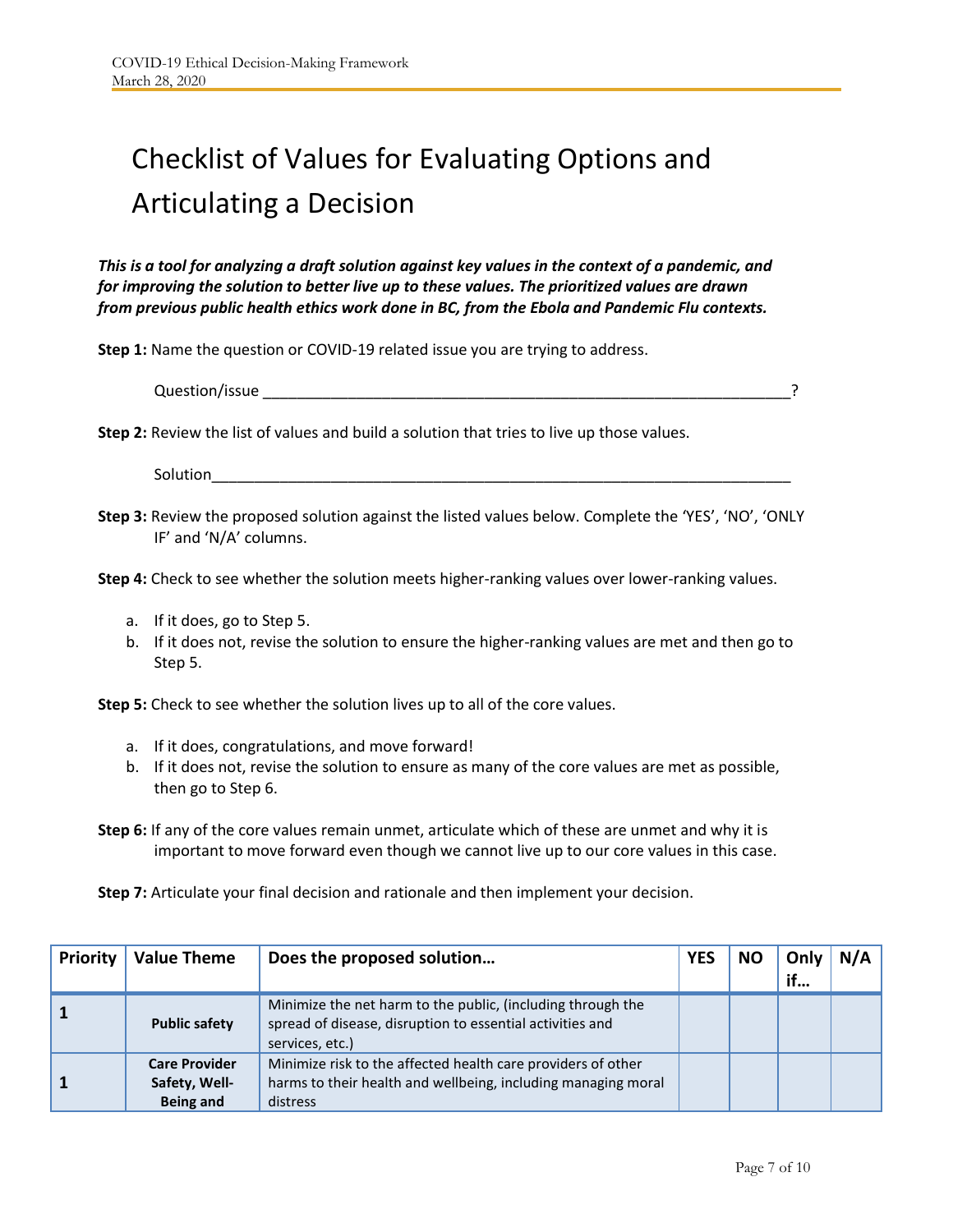# Checklist of Values for Evaluating Options and Articulating a Decision

***This is a tool for analyzing a draft solution against key values in the context of a pandemic, and for improving the solution to better live up to these values. The prioritized values are drawn from previous public health ethics work done in BC, from the Ebola and Pandemic Flu contexts.***

**Step 1:** Name the question or COVID-19 related issue you are trying to address.

Question/issue ______________________________________________________________?

**Step 2:** Review the list of values and build a solution that tries to live up those values.

Solution__________________________________________________________________

**Step 3:** Review the proposed solution against the listed values below. Complete the 'YES', 'NO', 'ONLY IF' and 'N/A' columns.

**Step 4:** Check to see whether the solution meets higher-ranking values over lower-ranking values.

a. If it does, go to Step 5.
b. If it does not, revise the solution to ensure the higher-ranking values are met and then go to Step 5.

**Step 5:** Check to see whether the solution lives up to all of the core values.

a. If it does, congratulations, and move forward!
b. If it does not, revise the solution to ensure as many of the core values are met as possible, then go to Step 6.

**Step 6:** If any of the core values remain unmet, articulate which of these are unmet and why it is important to move forward even though we cannot live up to our core values in this case.

**Step 7:** Articulate your final decision and rationale and then implement your decision.

| Priority | Value Theme | Does the proposed solution… | YES | NO | Only if… | N/A |
|---|---|---|---|---|---|---|
| **1** | **Public safety** | Minimize the net harm to the public, (including through the spread of disease, disruption to essential activities and services, etc.) | | | | |
| **1** | **Care Provider Safety, Well-Being and** | Minimize risk to the affected health care providers of other harms to their health and wellbeing, including managing moral distress | | | | |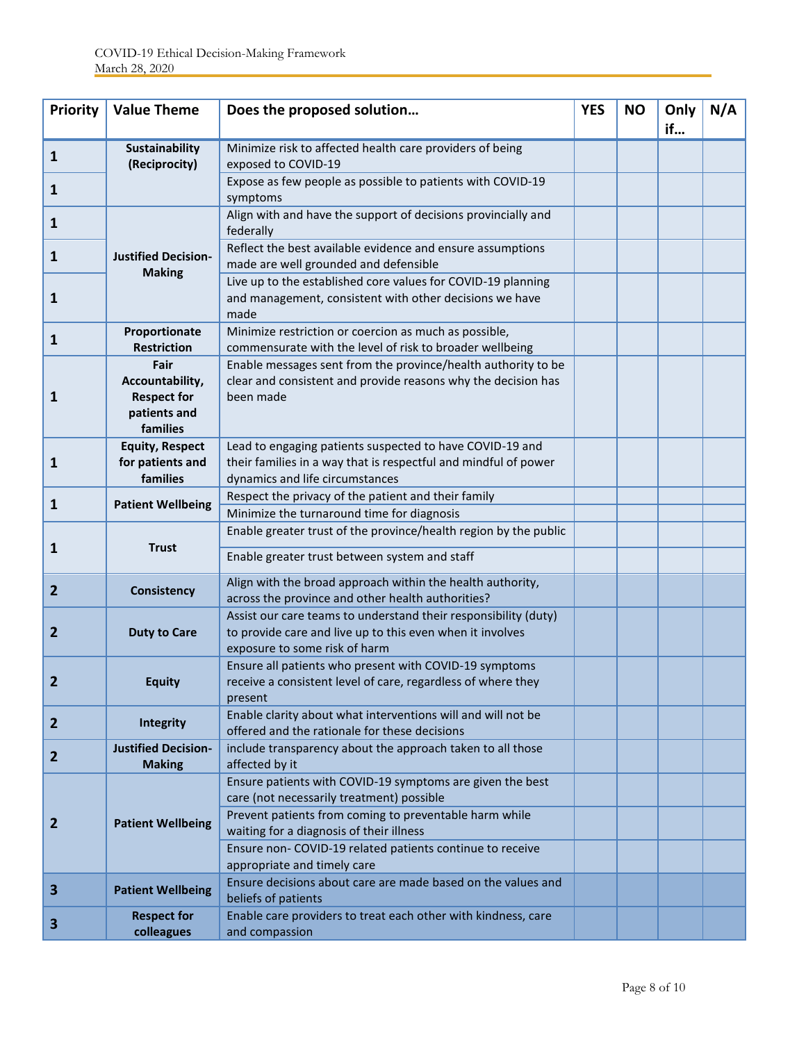| Priority | Value Theme | Does the proposed solution… | YES | NO | Only if… | N/A |
|---|---|---|---|---|---|---|
| **1** | **Sustainability (Reciprocity)** | Minimize risk to affected health care providers of being exposed to COVID-19 | | | | |
| **1** | | Expose as few people as possible to patients with COVID-19 symptoms | | | | |
| **1** | **Justified Decision-Making** | Align with and have the support of decisions provincially and federally | | | | |
| **1** | | Reflect the best available evidence and ensure assumptions made are well grounded and defensible | | | | |
| **1** | | Live up to the established core values for COVID-19 planning and management, consistent with other decisions we have made | | | | |
| **1** | **Proportionate Restriction** | Minimize restriction or coercion as much as possible, commensurate with the level of risk to broader wellbeing | | | | |
| **1** | **Fair Accountability, Respect for patients and families** | Enable messages sent from the province/health authority to be clear and consistent and provide reasons why the decision has been made | | | | |
| **1** | **Equity, Respect for patients and families** | Lead to engaging patients suspected to have COVID-19 and their families in a way that is respectful and mindful of power dynamics and life circumstances | | | | |
| **1** | **Patient Wellbeing** | Respect the privacy of the patient and their family | | | | |
| | | Minimize the turnaround time for diagnosis | | | | |
| **1** | **Trust** | Enable greater trust of the province/health region by the public | | | | |
| | | Enable greater trust between system and staff | | | | |
| **2** | **Consistency** | Align with the broad approach within the health authority, across the province and other health authorities? | | | | |
| **2** | **Duty to Care** | Assist our care teams to understand their responsibility (duty) to provide care and live up to this even when it involves exposure to some risk of harm | | | | |
| **2** | **Equity** | Ensure all patients who present with COVID-19 symptoms receive a consistent level of care, regardless of where they present | | | | |
| **2** | **Integrity** | Enable clarity about what interventions will and will not be offered and the rationale for these decisions | | | | |
| **2** | **Justified Decision-Making** | include transparency about the approach taken to all those affected by it | | | | |
| **2** | **Patient Wellbeing** | Ensure patients with COVID-19 symptoms are given the best care (not necessarily treatment) possible | | | | |
| | | Prevent patients from coming to preventable harm while waiting for a diagnosis of their illness | | | | |
| | | Ensure non- COVID-19 related patients continue to receive appropriate and timely care | | | | |
| **3** | **Patient Wellbeing** | Ensure decisions about care are made based on the values and beliefs of patients | | | | |
| **3** | **Respect for colleagues** | Enable care providers to treat each other with kindness, care and compassion | | | | |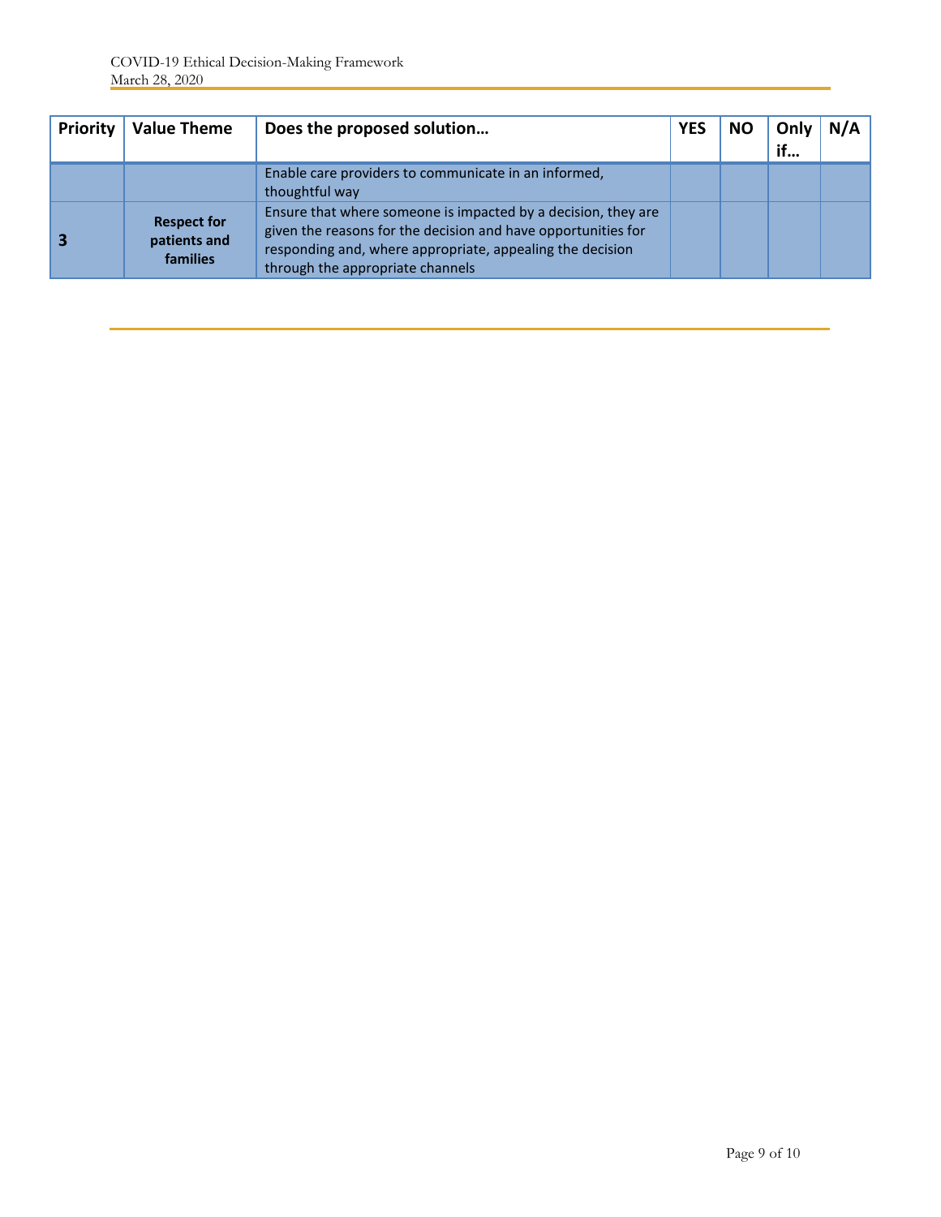| Priority | Value Theme | Does the proposed solution… | YES | NO | Only if… | N/A |
|---|---|---|---|---|---|---|
| | | Enable care providers to communicate in an informed, thoughtful way | | | | |
| **3** | **Respect for patients and families** | Ensure that where someone is impacted by a decision, they are given the reasons for the decision and have opportunities for responding and, where appropriate, appealing the decision through the appropriate channels | | | | |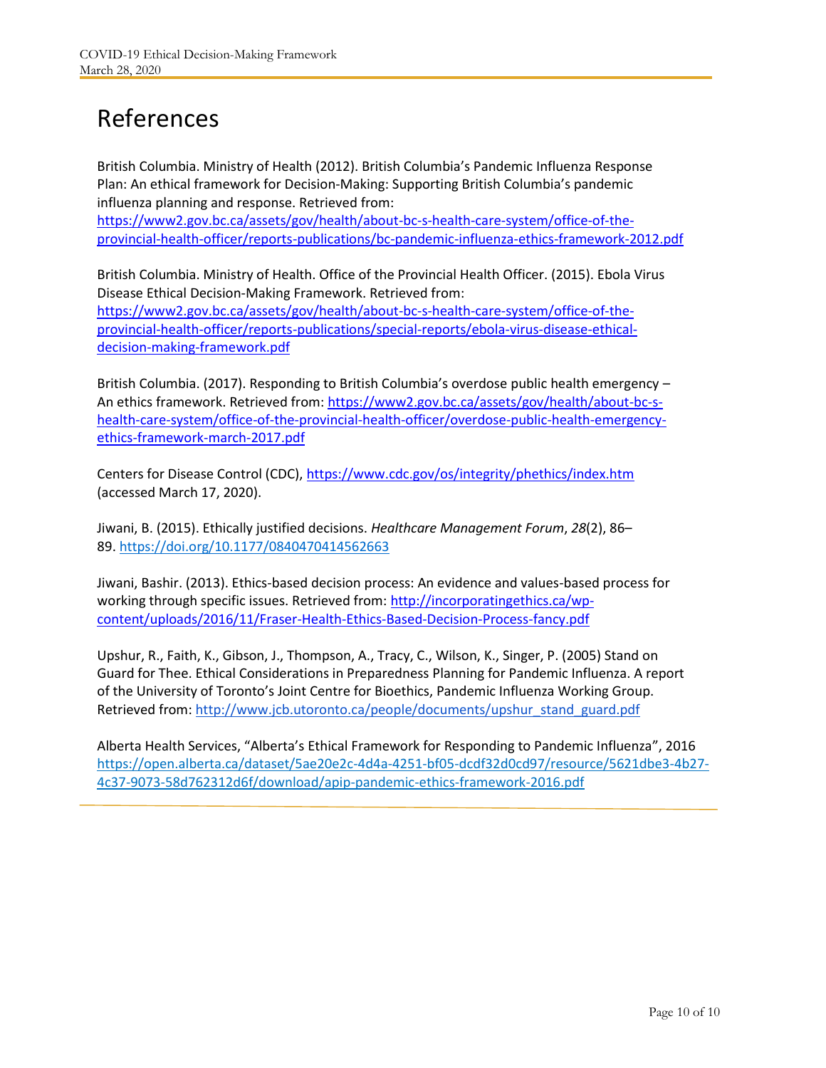# References

British Columbia. Ministry of Health (2012). British Columbia's Pandemic Influenza Response Plan: An ethical framework for Decision-Making: Supporting British Columbia's pandemic influenza planning and response. Retrieved from: https://www2.gov.bc.ca/assets/gov/health/about-bc-s-health-care-system/office-of-the-provincial-health-officer/reports-publications/bc-pandemic-influenza-ethics-framework-2012.pdf

British Columbia. Ministry of Health. Office of the Provincial Health Officer. (2015). Ebola Virus Disease Ethical Decision-Making Framework. Retrieved from: https://www2.gov.bc.ca/assets/gov/health/about-bc-s-health-care-system/office-of-the-provincial-health-officer/reports-publications/special-reports/ebola-virus-disease-ethical-decision-making-framework.pdf

British Columbia. (2017). Responding to British Columbia's overdose public health emergency – An ethics framework. Retrieved from: https://www2.gov.bc.ca/assets/gov/health/about-bc-s-health-care-system/office-of-the-provincial-health-officer/overdose-public-health-emergency-ethics-framework-march-2017.pdf

Centers for Disease Control (CDC), https://www.cdc.gov/os/integrity/phethics/index.htm (accessed March 17, 2020).

Jiwani, B. (2015). Ethically justified decisions. *Healthcare Management Forum*, *28*(2), 86–89. https://doi.org/10.1177/0840470414562663

Jiwani, Bashir. (2013). Ethics-based decision process: An evidence and values-based process for working through specific issues. Retrieved from: http://incorporatingethics.ca/wp-content/uploads/2016/11/Fraser-Health-Ethics-Based-Decision-Process-fancy.pdf

Upshur, R., Faith, K., Gibson, J., Thompson, A., Tracy, C., Wilson, K., Singer, P. (2005) Stand on Guard for Thee. Ethical Considerations in Preparedness Planning for Pandemic Influenza. A report of the University of Toronto's Joint Centre for Bioethics, Pandemic Influenza Working Group. Retrieved from: http://www.jcb.utoronto.ca/people/documents/upshur_stand_guard.pdf

Alberta Health Services, "Alberta's Ethical Framework for Responding to Pandemic Influenza", 2016 https://open.alberta.ca/dataset/5ae20e2c-4d4a-4251-bf05-dcdf32d0cd97/resource/5621dbe3-4b27-4c37-9073-58d762312d6f/download/apip-pandemic-ethics-framework-2016.pdf